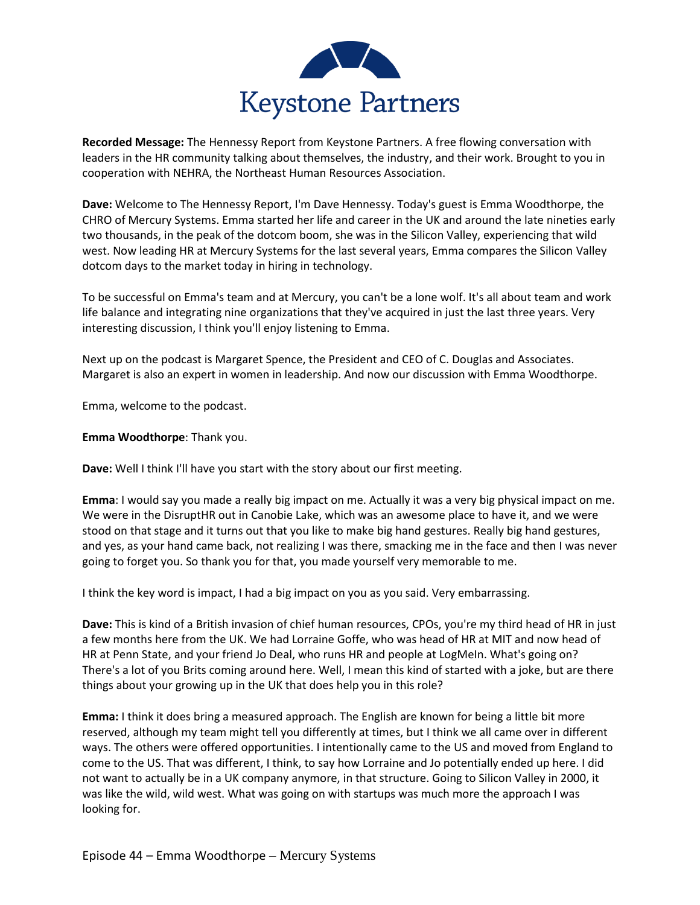# Keystone Partners

**Recorded Message:** The Hennessy Report from Keystone Partners. A free flowing conversation with leaders in the HR community talking about themselves, the industry, and their work. Brought to you in cooperation with NEHRA, the Northeast Human Resources Association.

**Dave:** Welcome to The Hennessy Report, I'm Dave Hennessy. Today's guest is Emma Woodthorpe, the CHRO of Mercury Systems. Emma started her life and career in the UK and around the late nineties early two thousands, in the peak of the dotcom boom, she was in the Silicon Valley, experiencing that wild west. Now leading HR at Mercury Systems for the last several years, Emma compares the Silicon Valley dotcom days to the market today in hiring in technology.

To be successful on Emma's team and at Mercury, you can't be a lone wolf. It's all about team and work life balance and integrating nine organizations that they've acquired in just the last three years. Very interesting discussion, I think you'll enjoy listening to Emma.

Next up on the podcast is Margaret Spence, the President and CEO of C. Douglas and Associates. Margaret is also an expert in women in leadership. And now our discussion with Emma Woodthorpe.

Emma, welcome to the podcast.

**Emma Woodthorpe**: Thank you.

**Dave:** Well I think I'll have you start with the story about our first meeting.

**Emma**: I would say you made a really big impact on me. Actually it was a very big physical impact on me. We were in the DisruptHR out in Canobie Lake, which was an awesome place to have it, and we were stood on that stage and it turns out that you like to make big hand gestures. Really big hand gestures, and yes, as your hand came back, not realizing I was there, smacking me in the face and then I was never going to forget you. So thank you for that, you made yourself very memorable to me.

I think the key word is impact, I had a big impact on you as you said. Very embarrassing.

**Dave:** This is kind of a British invasion of chief human resources, CPOs, you're my third head of HR in just a few months here from the UK. We had Lorraine Goffe, who was head of HR at MIT and now head of HR at Penn State, and your friend Jo Deal, who runs HR and people at LogMeIn. What's going on? There's a lot of you Brits coming around here. Well, I mean this kind of started with a joke, but are there things about your growing up in the UK that does help you in this role?

**Emma:** I think it does bring a measured approach. The English are known for being a little bit more reserved, although my team might tell you differently at times, but I think we all came over in different ways. The others were offered opportunities. I intentionally came to the US and moved from England to come to the US. That was different, I think, to say how Lorraine and Jo potentially ended up here. I did not want to actually be in a UK company anymore, in that structure. Going to Silicon Valley in 2000, it was like the wild, wild west. What was going on with startups was much more the approach I was looking for.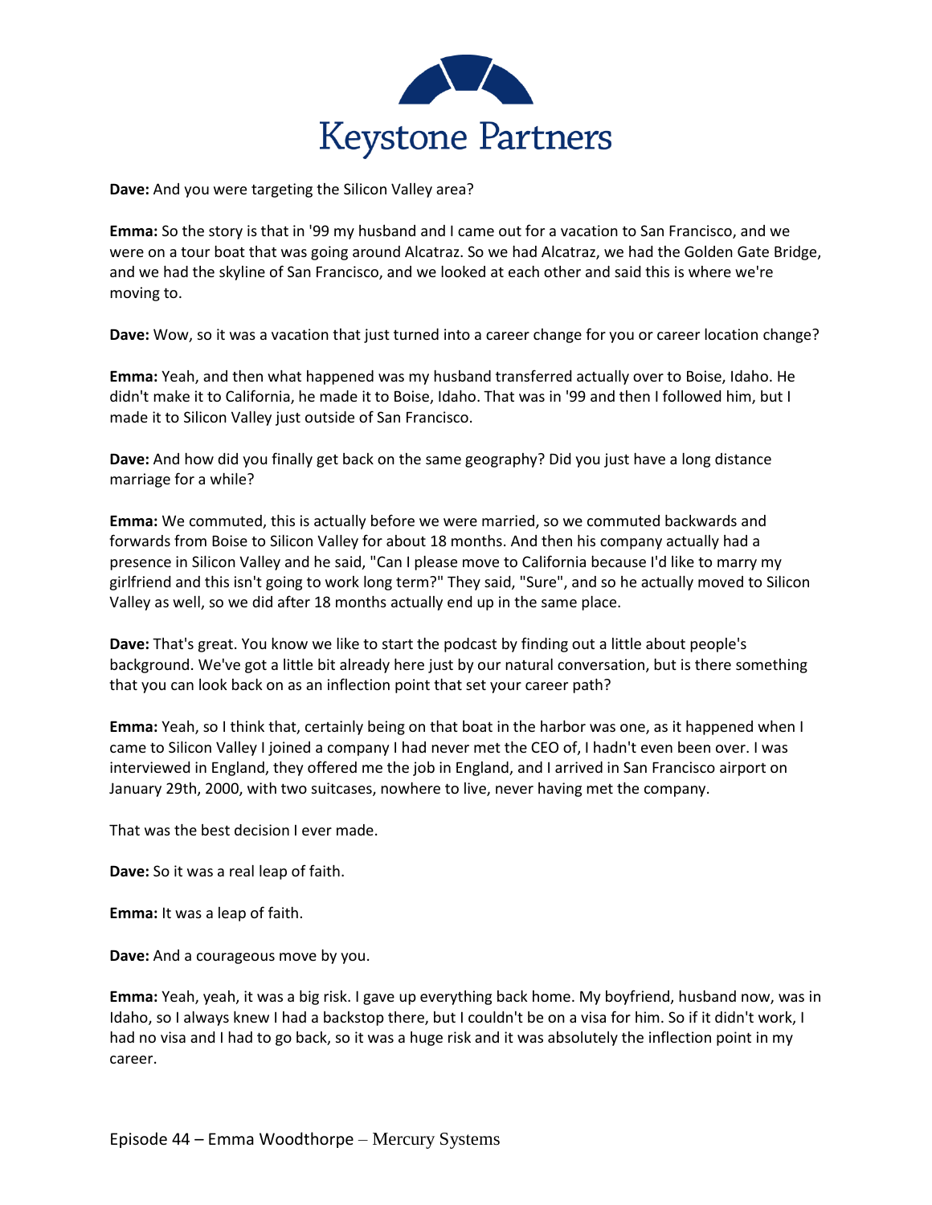**Dave:** And you were targeting the Silicon Valley area?

**Emma:** So the story is that in '99 my husband and I came out for a vacation to San Francisco, and we were on a tour boat that was going around Alcatraz. So we had Alcatraz, we had the Golden Gate Bridge, and we had the skyline of San Francisco, and we looked at each other and said this is where we're moving to.

**Dave:** Wow, so it was a vacation that just turned into a career change for you or career location change?

**Emma:** Yeah, and then what happened was my husband transferred actually over to Boise, Idaho. He didn't make it to California, he made it to Boise, Idaho. That was in '99 and then I followed him, but I made it to Silicon Valley just outside of San Francisco.

**Dave:** And how did you finally get back on the same geography? Did you just have a long distance marriage for a while?

**Emma:** We commuted, this is actually before we were married, so we commuted backwards and forwards from Boise to Silicon Valley for about 18 months. And then his company actually had a presence in Silicon Valley and he said, "Can I please move to California because I'd like to marry my girlfriend and this isn't going to work long term?" They said, "Sure", and so he actually moved to Silicon Valley as well, so we did after 18 months actually end up in the same place.

**Dave:** That's great. You know we like to start the podcast by finding out a little about people's background. We've got a little bit already here just by our natural conversation, but is there something that you can look back on as an inflection point that set your career path?

**Emma:** Yeah, so I think that, certainly being on that boat in the harbor was one, as it happened when I came to Silicon Valley I joined a company I had never met the CEO of, I hadn't even been over. I was interviewed in England, they offered me the job in England, and I arrived in San Francisco airport on January 29th, 2000, with two suitcases, nowhere to live, never having met the company.

That was the best decision I ever made.

**Dave:** So it was a real leap of faith.

**Emma:** It was a leap of faith.

**Dave:** And a courageous move by you.

**Emma:** Yeah, yeah, it was a big risk. I gave up everything back home. My boyfriend, husband now, was in Idaho, so I always knew I had a backstop there, but I couldn't be on a visa for him. So if it didn't work, I had no visa and I had to go back, so it was a huge risk and it was absolutely the inflection point in my career.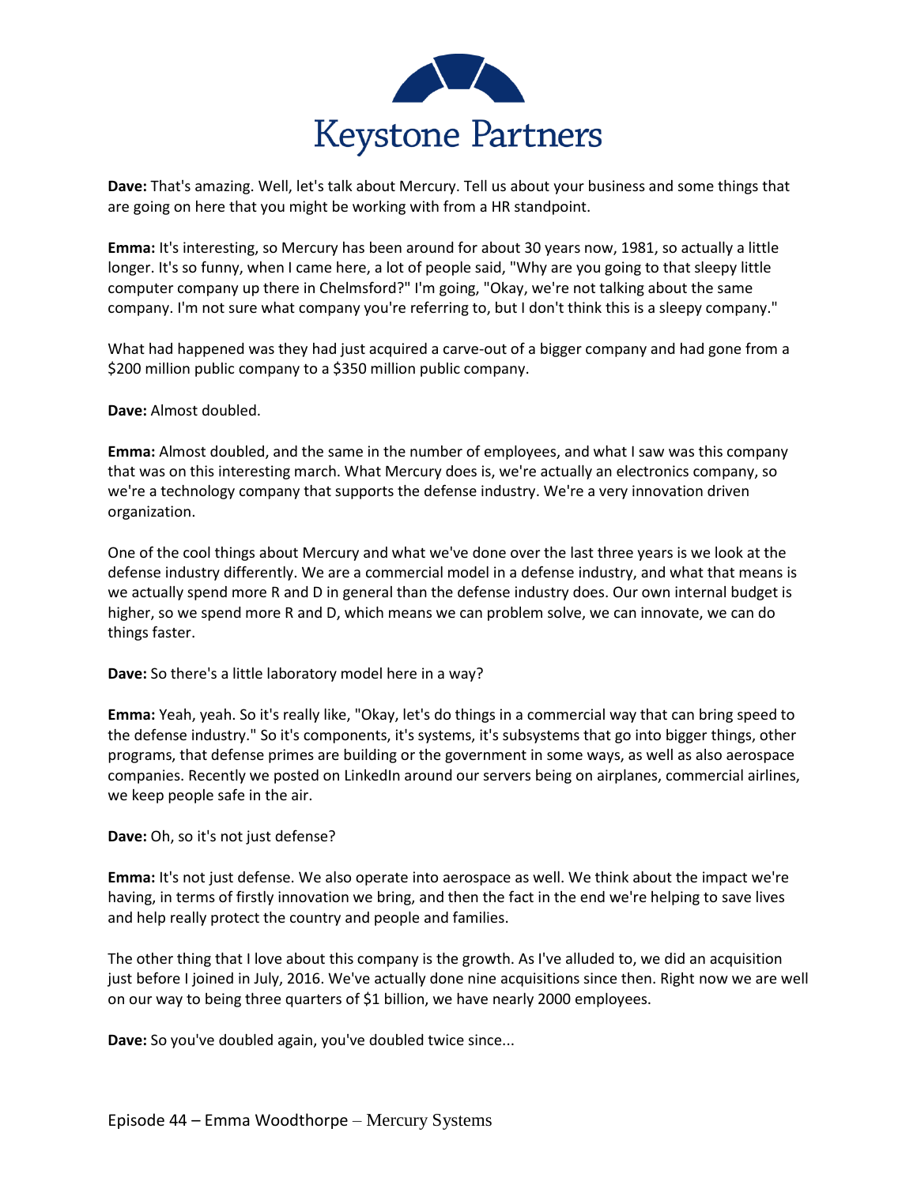**Dave:** That's amazing. Well, let's talk about Mercury. Tell us about your business and some things that are going on here that you might be working with from a HR standpoint.

**Emma:** It's interesting, so Mercury has been around for about 30 years now, 1981, so actually a little longer. It's so funny, when I came here, a lot of people said, "Why are you going to that sleepy little computer company up there in Chelmsford?" I'm going, "Okay, we're not talking about the same company. I'm not sure what company you're referring to, but I don't think this is a sleepy company."

What had happened was they had just acquired a carve-out of a bigger company and had gone from a $200 million public company to a $350 million public company.

**Dave:** Almost doubled.

**Emma:** Almost doubled, and the same in the number of employees, and what I saw was this company that was on this interesting march. What Mercury does is, we're actually an electronics company, so we're a technology company that supports the defense industry. We're a very innovation driven organization.

One of the cool things about Mercury and what we've done over the last three years is we look at the defense industry differently. We are a commercial model in a defense industry, and what that means is we actually spend more R and D in general than the defense industry does. Our own internal budget is higher, so we spend more R and D, which means we can problem solve, we can innovate, we can do things faster.

**Dave:** So there's a little laboratory model here in a way?

**Emma:** Yeah, yeah. So it's really like, "Okay, let's do things in a commercial way that can bring speed to the defense industry." So it's components, it's systems, it's subsystems that go into bigger things, other programs, that defense primes are building or the government in some ways, as well as also aerospace companies. Recently we posted on LinkedIn around our servers being on airplanes, commercial airlines, we keep people safe in the air.

**Dave:** Oh, so it's not just defense?

**Emma:** It's not just defense. We also operate into aerospace as well. We think about the impact we're having, in terms of firstly innovation we bring, and then the fact in the end we're helping to save lives and help really protect the country and people and families.

The other thing that I love about this company is the growth. As I've alluded to, we did an acquisition just before I joined in July, 2016. We've actually done nine acquisitions since then. Right now we are well on our way to being three quarters of $1 billion, we have nearly 2000 employees.

**Dave:** So you've doubled again, you've doubled twice since...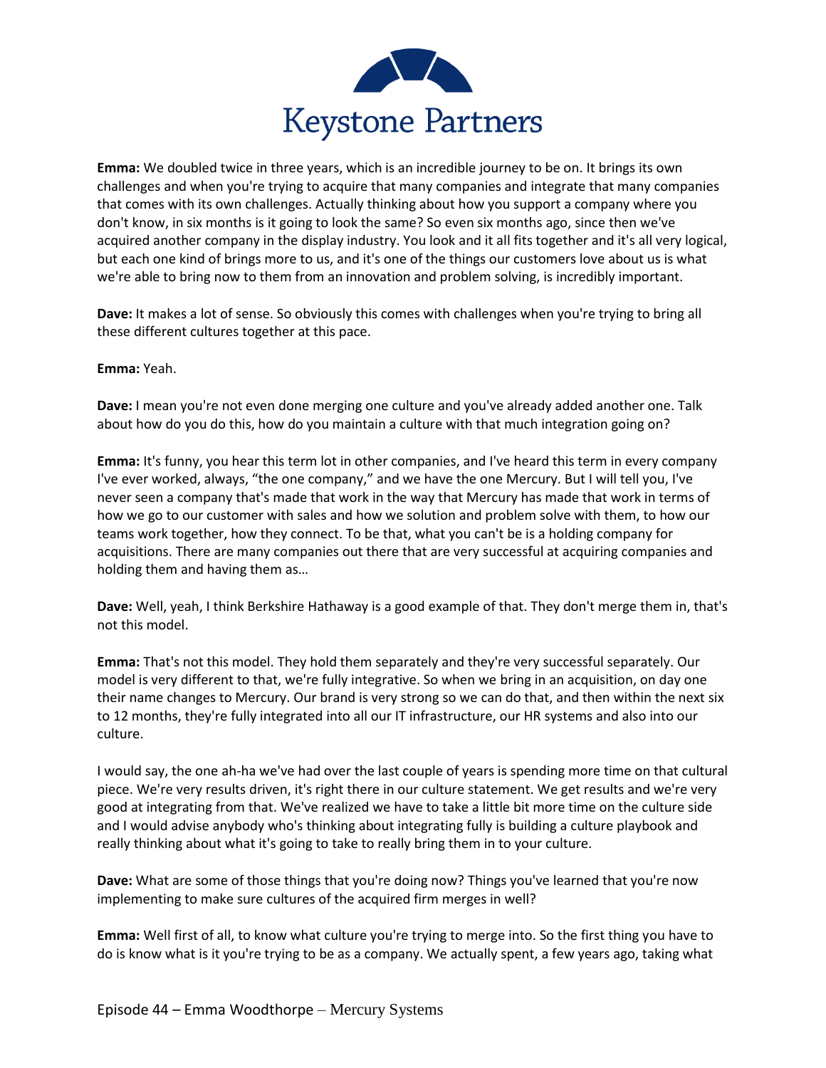**Emma:** We doubled twice in three years, which is an incredible journey to be on. It brings its own challenges and when you're trying to acquire that many companies and integrate that many companies that comes with its own challenges. Actually thinking about how you support a company where you don't know, in six months is it going to look the same? So even six months ago, since then we've acquired another company in the display industry. You look and it all fits together and it's all very logical, but each one kind of brings more to us, and it's one of the things our customers love about us is what we're able to bring now to them from an innovation and problem solving, is incredibly important.

**Dave:** It makes a lot of sense. So obviously this comes with challenges when you're trying to bring all these different cultures together at this pace.

**Emma:** Yeah.

**Dave:** I mean you're not even done merging one culture and you've already added another one. Talk about how do you do this, how do you maintain a culture with that much integration going on?

**Emma:** It's funny, you hear this term lot in other companies, and I've heard this term in every company I've ever worked, always, "the one company," and we have the one Mercury. But I will tell you, I've never seen a company that's made that work in the way that Mercury has made that work in terms of how we go to our customer with sales and how we solution and problem solve with them, to how our teams work together, how they connect. To be that, what you can't be is a holding company for acquisitions. There are many companies out there that are very successful at acquiring companies and holding them and having them as…

**Dave:** Well, yeah, I think Berkshire Hathaway is a good example of that. They don't merge them in, that's not this model.

**Emma:** That's not this model. They hold them separately and they're very successful separately. Our model is very different to that, we're fully integrative. So when we bring in an acquisition, on day one their name changes to Mercury. Our brand is very strong so we can do that, and then within the next six to 12 months, they're fully integrated into all our IT infrastructure, our HR systems and also into our culture.

I would say, the one ah-ha we've had over the last couple of years is spending more time on that cultural piece. We're very results driven, it's right there in our culture statement. We get results and we're very good at integrating from that. We've realized we have to take a little bit more time on the culture side and I would advise anybody who's thinking about integrating fully is building a culture playbook and really thinking about what it's going to take to really bring them in to your culture.

**Dave:** What are some of those things that you're doing now? Things you've learned that you're now implementing to make sure cultures of the acquired firm merges in well?

**Emma:** Well first of all, to know what culture you're trying to merge into. So the first thing you have to do is know what is it you're trying to be as a company. We actually spent, a few years ago, taking what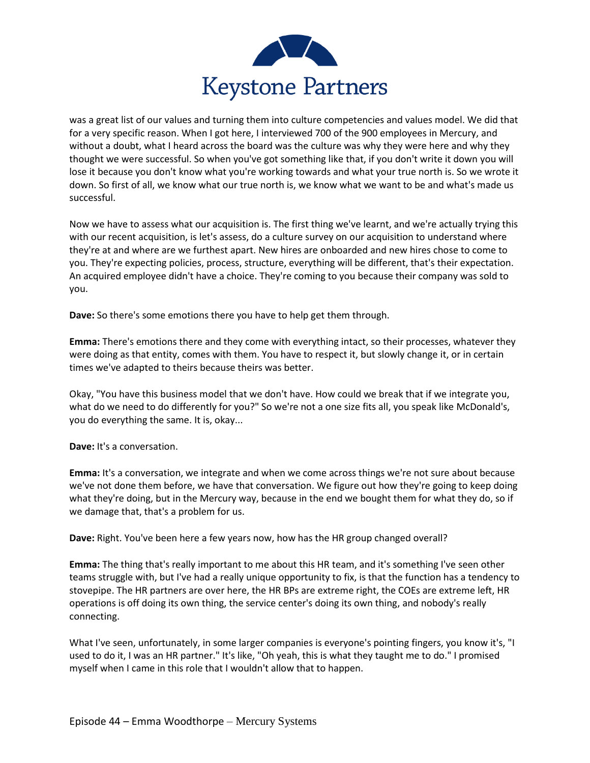was a great list of our values and turning them into culture competencies and values model. We did that for a very specific reason. When I got here, I interviewed 700 of the 900 employees in Mercury, and without a doubt, what I heard across the board was the culture was why they were here and why they thought we were successful. So when you've got something like that, if you don't write it down you will lose it because you don't know what you're working towards and what your true north is. So we wrote it down. So first of all, we know what our true north is, we know what we want to be and what's made us successful.

Now we have to assess what our acquisition is. The first thing we've learnt, and we're actually trying this with our recent acquisition, is let's assess, do a culture survey on our acquisition to understand where they're at and where are we furthest apart. New hires are onboarded and new hires chose to come to you. They're expecting policies, process, structure, everything will be different, that's their expectation. An acquired employee didn't have a choice. They're coming to you because their company was sold to you.

**Dave:** So there's some emotions there you have to help get them through.

**Emma:** There's emotions there and they come with everything intact, so their processes, whatever they were doing as that entity, comes with them. You have to respect it, but slowly change it, or in certain times we've adapted to theirs because theirs was better.

Okay, "You have this business model that we don't have. How could we break that if we integrate you, what do we need to do differently for you?" So we're not a one size fits all, you speak like McDonald's, you do everything the same. It is, okay...

**Dave:** It's a conversation.

**Emma:** It's a conversation, we integrate and when we come across things we're not sure about because we've not done them before, we have that conversation. We figure out how they're going to keep doing what they're doing, but in the Mercury way, because in the end we bought them for what they do, so if we damage that, that's a problem for us.

**Dave:** Right. You've been here a few years now, how has the HR group changed overall?

**Emma:** The thing that's really important to me about this HR team, and it's something I've seen other teams struggle with, but I've had a really unique opportunity to fix, is that the function has a tendency to stovepipe. The HR partners are over here, the HR BPs are extreme right, the COEs are extreme left, HR operations is off doing its own thing, the service center's doing its own thing, and nobody's really connecting.

What I've seen, unfortunately, in some larger companies is everyone's pointing fingers, you know it's, "I used to do it, I was an HR partner." It's like, "Oh yeah, this is what they taught me to do." I promised myself when I came in this role that I wouldn't allow that to happen.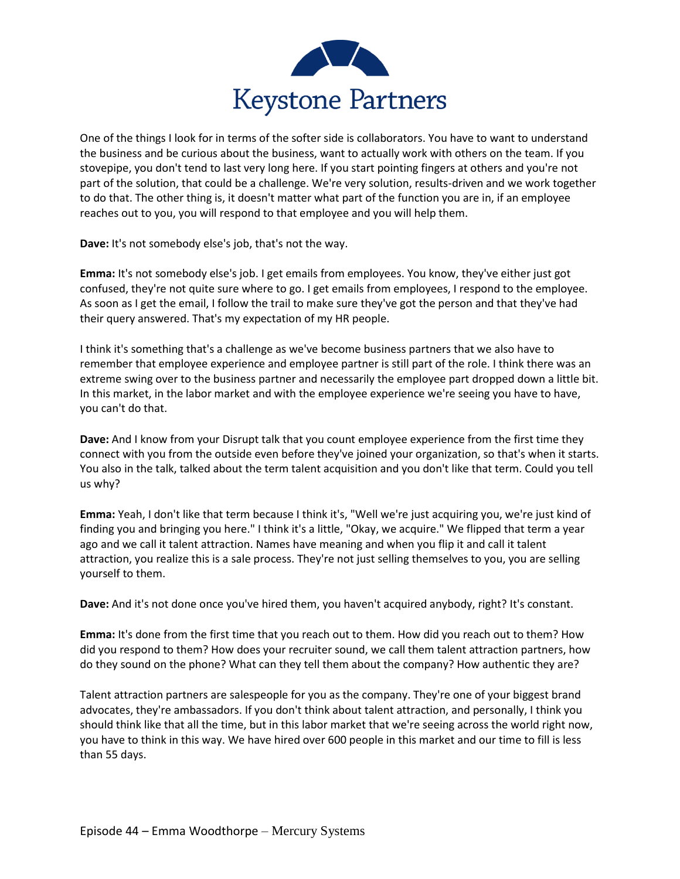One of the things I look for in terms of the softer side is collaborators. You have to want to understand the business and be curious about the business, want to actually work with others on the team. If you stovepipe, you don't tend to last very long here. If you start pointing fingers at others and you're not part of the solution, that could be a challenge. We're very solution, results-driven and we work together to do that. The other thing is, it doesn't matter what part of the function you are in, if an employee reaches out to you, you will respond to that employee and you will help them.

**Dave:** It's not somebody else's job, that's not the way.

**Emma:** It's not somebody else's job. I get emails from employees. You know, they've either just got confused, they're not quite sure where to go. I get emails from employees, I respond to the employee. As soon as I get the email, I follow the trail to make sure they've got the person and that they've had their query answered. That's my expectation of my HR people.

I think it's something that's a challenge as we've become business partners that we also have to remember that employee experience and employee partner is still part of the role. I think there was an extreme swing over to the business partner and necessarily the employee part dropped down a little bit. In this market, in the labor market and with the employee experience we're seeing you have to have, you can't do that.

**Dave:** And I know from your Disrupt talk that you count employee experience from the first time they connect with you from the outside even before they've joined your organization, so that's when it starts. You also in the talk, talked about the term talent acquisition and you don't like that term. Could you tell us why?

**Emma:** Yeah, I don't like that term because I think it's, "Well we're just acquiring you, we're just kind of finding you and bringing you here." I think it's a little, "Okay, we acquire." We flipped that term a year ago and we call it talent attraction. Names have meaning and when you flip it and call it talent attraction, you realize this is a sale process. They're not just selling themselves to you, you are selling yourself to them.

**Dave:** And it's not done once you've hired them, you haven't acquired anybody, right? It's constant.

**Emma:** It's done from the first time that you reach out to them. How did you reach out to them? How did you respond to them? How does your recruiter sound, we call them talent attraction partners, how do they sound on the phone? What can they tell them about the company? How authentic they are?

Talent attraction partners are salespeople for you as the company. They're one of your biggest brand advocates, they're ambassadors. If you don't think about talent attraction, and personally, I think you should think like that all the time, but in this labor market that we're seeing across the world right now, you have to think in this way. We have hired over 600 people in this market and our time to fill is less than 55 days.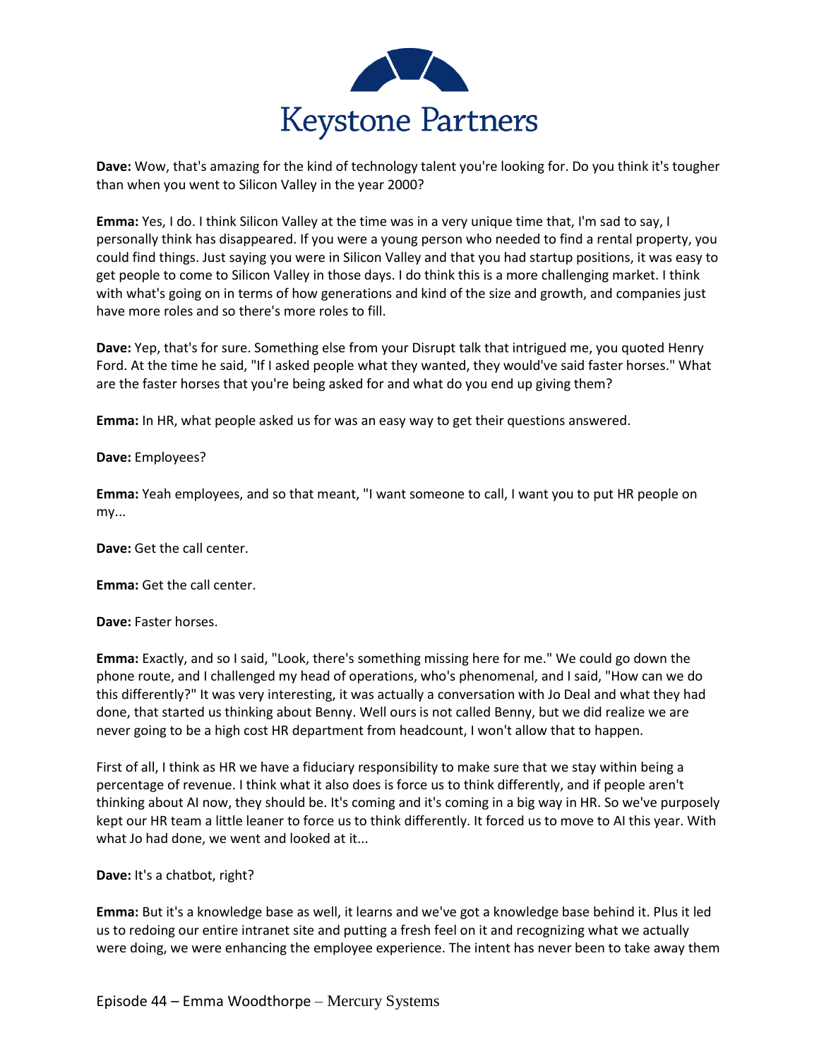**Dave:** Wow, that's amazing for the kind of technology talent you're looking for. Do you think it's tougher than when you went to Silicon Valley in the year 2000?

**Emma:** Yes, I do. I think Silicon Valley at the time was in a very unique time that, I'm sad to say, I personally think has disappeared. If you were a young person who needed to find a rental property, you could find things. Just saying you were in Silicon Valley and that you had startup positions, it was easy to get people to come to Silicon Valley in those days. I do think this is a more challenging market. I think with what's going on in terms of how generations and kind of the size and growth, and companies just have more roles and so there's more roles to fill.

**Dave:** Yep, that's for sure. Something else from your Disrupt talk that intrigued me, you quoted Henry Ford. At the time he said, "If I asked people what they wanted, they would've said faster horses." What are the faster horses that you're being asked for and what do you end up giving them?

**Emma:** In HR, what people asked us for was an easy way to get their questions answered.

**Dave:** Employees?

**Emma:** Yeah employees, and so that meant, "I want someone to call, I want you to put HR people on my...

**Dave:** Get the call center.

**Emma:** Get the call center.

**Dave:** Faster horses.

**Emma:** Exactly, and so I said, "Look, there's something missing here for me." We could go down the phone route, and I challenged my head of operations, who's phenomenal, and I said, "How can we do this differently?" It was very interesting, it was actually a conversation with Jo Deal and what they had done, that started us thinking about Benny. Well ours is not called Benny, but we did realize we are never going to be a high cost HR department from headcount, I won't allow that to happen.

First of all, I think as HR we have a fiduciary responsibility to make sure that we stay within being a percentage of revenue. I think what it also does is force us to think differently, and if people aren't thinking about AI now, they should be. It's coming and it's coming in a big way in HR. So we've purposely kept our HR team a little leaner to force us to think differently. It forced us to move to AI this year. With what Jo had done, we went and looked at it...

**Dave:** It's a chatbot, right?

**Emma:** But it's a knowledge base as well, it learns and we've got a knowledge base behind it. Plus it led us to redoing our entire intranet site and putting a fresh feel on it and recognizing what we actually were doing, we were enhancing the employee experience. The intent has never been to take away them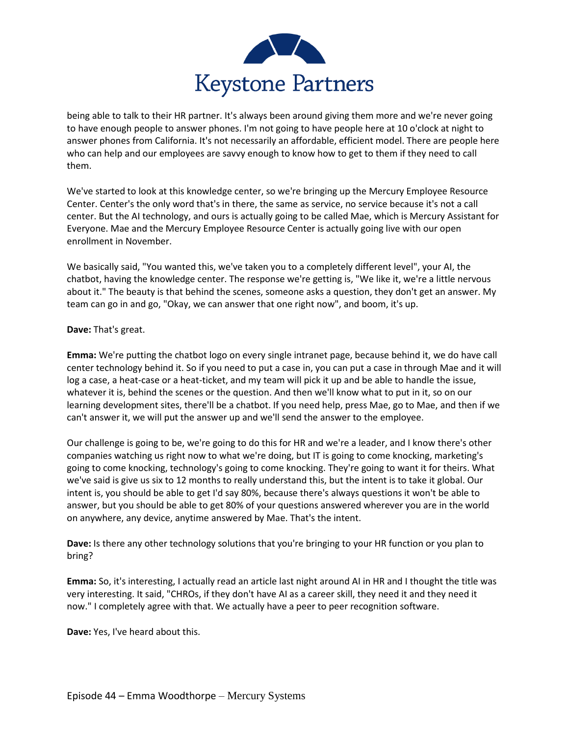being able to talk to their HR partner. It's always been around giving them more and we're never going to have enough people to answer phones. I'm not going to have people here at 10 o'clock at night to answer phones from California. It's not necessarily an affordable, efficient model. There are people here who can help and our employees are savvy enough to know how to get to them if they need to call them.

We've started to look at this knowledge center, so we're bringing up the Mercury Employee Resource Center. Center's the only word that's in there, the same as service, no service because it's not a call center. But the AI technology, and ours is actually going to be called Mae, which is Mercury Assistant for Everyone. Mae and the Mercury Employee Resource Center is actually going live with our open enrollment in November.

We basically said, "You wanted this, we've taken you to a completely different level", your AI, the chatbot, having the knowledge center. The response we're getting is, "We like it, we're a little nervous about it." The beauty is that behind the scenes, someone asks a question, they don't get an answer. My team can go in and go, "Okay, we can answer that one right now", and boom, it's up.

**Dave:** That's great.

**Emma:** We're putting the chatbot logo on every single intranet page, because behind it, we do have call center technology behind it. So if you need to put a case in, you can put a case in through Mae and it will log a case, a heat-case or a heat-ticket, and my team will pick it up and be able to handle the issue, whatever it is, behind the scenes or the question. And then we'll know what to put in it, so on our learning development sites, there'll be a chatbot. If you need help, press Mae, go to Mae, and then if we can't answer it, we will put the answer up and we'll send the answer to the employee.

Our challenge is going to be, we're going to do this for HR and we're a leader, and I know there's other companies watching us right now to what we're doing, but IT is going to come knocking, marketing's going to come knocking, technology's going to come knocking. They're going to want it for theirs. What we've said is give us six to 12 months to really understand this, but the intent is to take it global. Our intent is, you should be able to get I'd say 80%, because there's always questions it won't be able to answer, but you should be able to get 80% of your questions answered wherever you are in the world on anywhere, any device, anytime answered by Mae. That's the intent.

**Dave:** Is there any other technology solutions that you're bringing to your HR function or you plan to bring?

**Emma:** So, it's interesting, I actually read an article last night around AI in HR and I thought the title was very interesting. It said, "CHROs, if they don't have AI as a career skill, they need it and they need it now." I completely agree with that. We actually have a peer to peer recognition software.

**Dave:** Yes, I've heard about this.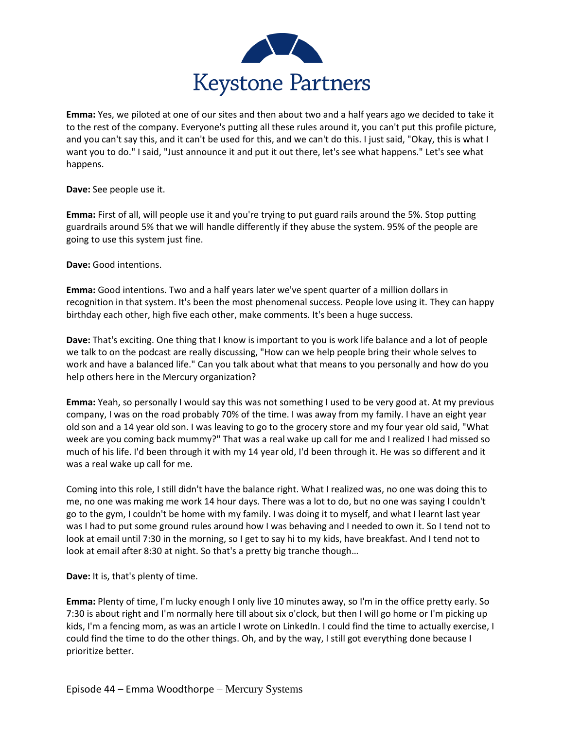**Emma:** Yes, we piloted at one of our sites and then about two and a half years ago we decided to take it to the rest of the company. Everyone's putting all these rules around it, you can't put this profile picture, and you can't say this, and it can't be used for this, and we can't do this. I just said, "Okay, this is what I want you to do." I said, "Just announce it and put it out there, let's see what happens." Let's see what happens.

**Dave:** See people use it.

**Emma:** First of all, will people use it and you're trying to put guard rails around the 5%. Stop putting guardrails around 5% that we will handle differently if they abuse the system. 95% of the people are going to use this system just fine.

**Dave:** Good intentions.

**Emma:** Good intentions. Two and a half years later we've spent quarter of a million dollars in recognition in that system. It's been the most phenomenal success. People love using it. They can happy birthday each other, high five each other, make comments. It's been a huge success.

**Dave:** That's exciting. One thing that I know is important to you is work life balance and a lot of people we talk to on the podcast are really discussing, "How can we help people bring their whole selves to work and have a balanced life." Can you talk about what that means to you personally and how do you help others here in the Mercury organization?

**Emma:** Yeah, so personally I would say this was not something I used to be very good at. At my previous company, I was on the road probably 70% of the time. I was away from my family. I have an eight year old son and a 14 year old son. I was leaving to go to the grocery store and my four year old said, "What week are you coming back mummy?" That was a real wake up call for me and I realized I had missed so much of his life. I'd been through it with my 14 year old, I'd been through it. He was so different and it was a real wake up call for me.

Coming into this role, I still didn't have the balance right. What I realized was, no one was doing this to me, no one was making me work 14 hour days. There was a lot to do, but no one was saying I couldn't go to the gym, I couldn't be home with my family. I was doing it to myself, and what I learnt last year was I had to put some ground rules around how I was behaving and I needed to own it. So I tend not to look at email until 7:30 in the morning, so I get to say hi to my kids, have breakfast. And I tend not to look at email after 8:30 at night. So that's a pretty big tranche though…

**Dave:** It is, that's plenty of time.

**Emma:** Plenty of time, I'm lucky enough I only live 10 minutes away, so I'm in the office pretty early. So 7:30 is about right and I'm normally here till about six o'clock, but then I will go home or I'm picking up kids, I'm a fencing mom, as was an article I wrote on LinkedIn. I could find the time to actually exercise, I could find the time to do the other things. Oh, and by the way, I still got everything done because I prioritize better.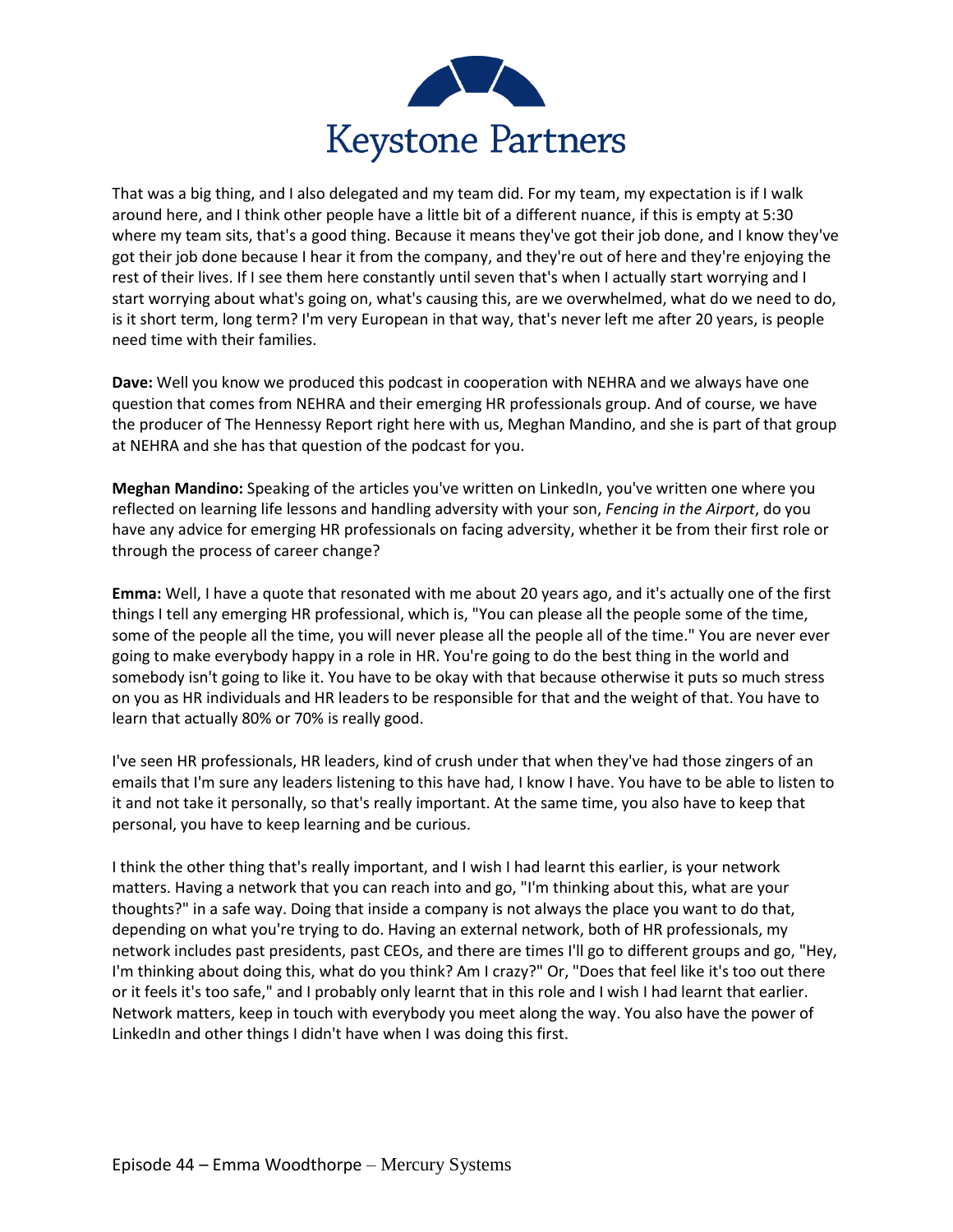That was a big thing, and I also delegated and my team did. For my team, my expectation is if I walk around here, and I think other people have a little bit of a different nuance, if this is empty at 5:30 where my team sits, that's a good thing. Because it means they've got their job done, and I know they've got their job done because I hear it from the company, and they're out of here and they're enjoying the rest of their lives. If I see them here constantly until seven that's when I actually start worrying and I start worrying about what's going on, what's causing this, are we overwhelmed, what do we need to do, is it short term, long term? I'm very European in that way, that's never left me after 20 years, is people need time with their families.

**Dave:** Well you know we produced this podcast in cooperation with NEHRA and we always have one question that comes from NEHRA and their emerging HR professionals group. And of course, we have the producer of The Hennessy Report right here with us, Meghan Mandino, and she is part of that group at NEHRA and she has that question of the podcast for you.

**Meghan Mandino:** Speaking of the articles you've written on LinkedIn, you've written one where you reflected on learning life lessons and handling adversity with your son, *Fencing in the Airport*, do you have any advice for emerging HR professionals on facing adversity, whether it be from their first role or through the process of career change?

**Emma:** Well, I have a quote that resonated with me about 20 years ago, and it's actually one of the first things I tell any emerging HR professional, which is, "You can please all the people some of the time, some of the people all the time, you will never please all the people all of the time." You are never ever going to make everybody happy in a role in HR. You're going to do the best thing in the world and somebody isn't going to like it. You have to be okay with that because otherwise it puts so much stress on you as HR individuals and HR leaders to be responsible for that and the weight of that. You have to learn that actually 80% or 70% is really good.

I've seen HR professionals, HR leaders, kind of crush under that when they've had those zingers of an emails that I'm sure any leaders listening to this have had, I know I have. You have to be able to listen to it and not take it personally, so that's really important. At the same time, you also have to keep that personal, you have to keep learning and be curious.

I think the other thing that's really important, and I wish I had learnt this earlier, is your network matters. Having a network that you can reach into and go, "I'm thinking about this, what are your thoughts?" in a safe way. Doing that inside a company is not always the place you want to do that, depending on what you're trying to do. Having an external network, both of HR professionals, my network includes past presidents, past CEOs, and there are times I'll go to different groups and go, "Hey, I'm thinking about doing this, what do you think? Am I crazy?" Or, "Does that feel like it's too out there or it feels it's too safe," and I probably only learnt that in this role and I wish I had learnt that earlier. Network matters, keep in touch with everybody you meet along the way. You also have the power of LinkedIn and other things I didn't have when I was doing this first.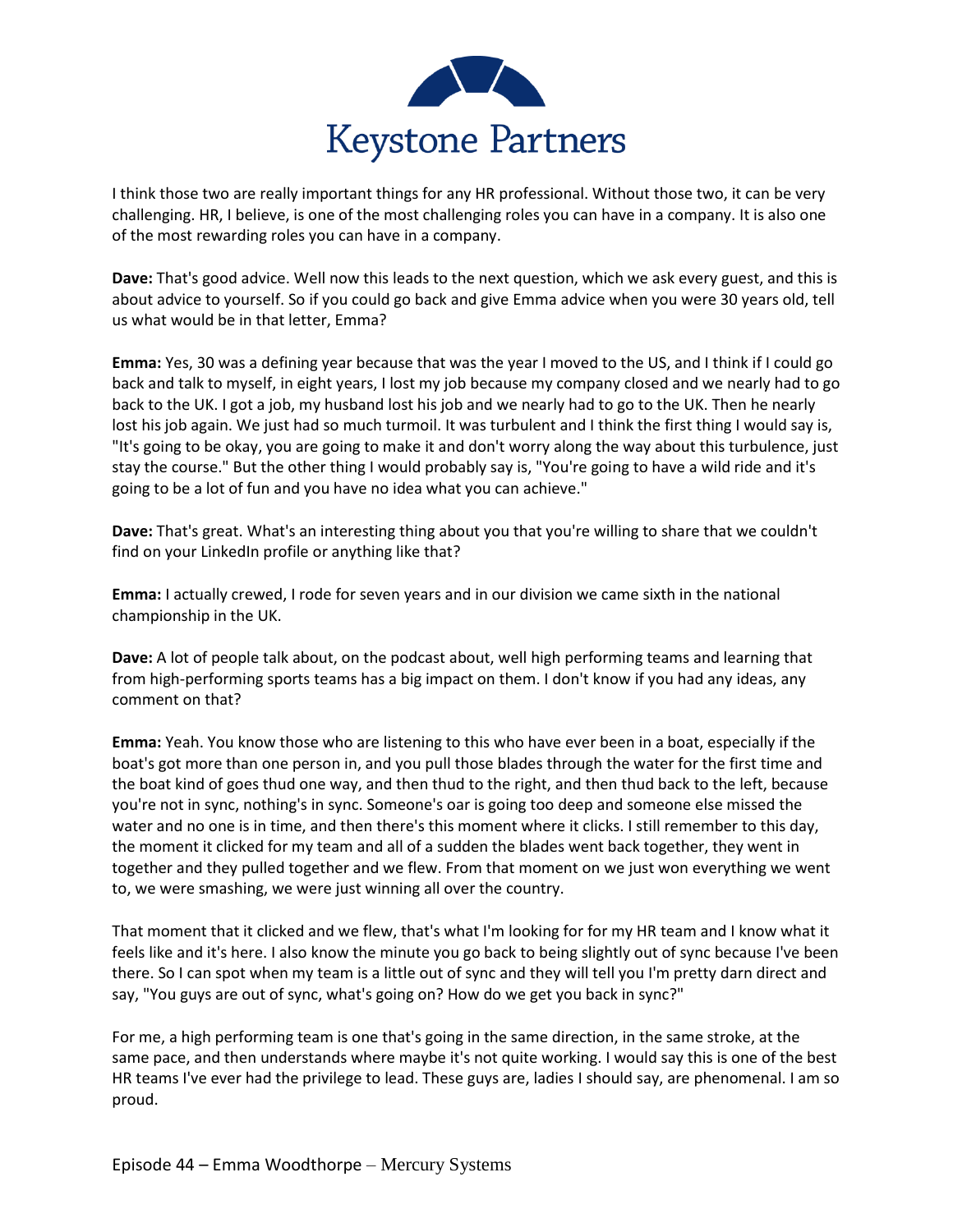I think those two are really important things for any HR professional. Without those two, it can be very challenging. HR, I believe, is one of the most challenging roles you can have in a company. It is also one of the most rewarding roles you can have in a company.

**Dave:** That's good advice. Well now this leads to the next question, which we ask every guest, and this is about advice to yourself. So if you could go back and give Emma advice when you were 30 years old, tell us what would be in that letter, Emma?

**Emma:** Yes, 30 was a defining year because that was the year I moved to the US, and I think if I could go back and talk to myself, in eight years, I lost my job because my company closed and we nearly had to go back to the UK. I got a job, my husband lost his job and we nearly had to go to the UK. Then he nearly lost his job again. We just had so much turmoil. It was turbulent and I think the first thing I would say is, "It's going to be okay, you are going to make it and don't worry along the way about this turbulence, just stay the course." But the other thing I would probably say is, "You're going to have a wild ride and it's going to be a lot of fun and you have no idea what you can achieve."

**Dave:** That's great. What's an interesting thing about you that you're willing to share that we couldn't find on your LinkedIn profile or anything like that?

**Emma:** I actually crewed, I rode for seven years and in our division we came sixth in the national championship in the UK.

**Dave:** A lot of people talk about, on the podcast about, well high performing teams and learning that from high-performing sports teams has a big impact on them. I don't know if you had any ideas, any comment on that?

**Emma:** Yeah. You know those who are listening to this who have ever been in a boat, especially if the boat's got more than one person in, and you pull those blades through the water for the first time and the boat kind of goes thud one way, and then thud to the right, and then thud back to the left, because you're not in sync, nothing's in sync. Someone's oar is going too deep and someone else missed the water and no one is in time, and then there's this moment where it clicks. I still remember to this day, the moment it clicked for my team and all of a sudden the blades went back together, they went in together and they pulled together and we flew. From that moment on we just won everything we went to, we were smashing, we were just winning all over the country.

That moment that it clicked and we flew, that's what I'm looking for for my HR team and I know what it feels like and it's here. I also know the minute you go back to being slightly out of sync because I've been there. So I can spot when my team is a little out of sync and they will tell you I'm pretty darn direct and say, "You guys are out of sync, what's going on? How do we get you back in sync?"

For me, a high performing team is one that's going in the same direction, in the same stroke, at the same pace, and then understands where maybe it's not quite working. I would say this is one of the best HR teams I've ever had the privilege to lead. These guys are, ladies I should say, are phenomenal. I am so proud.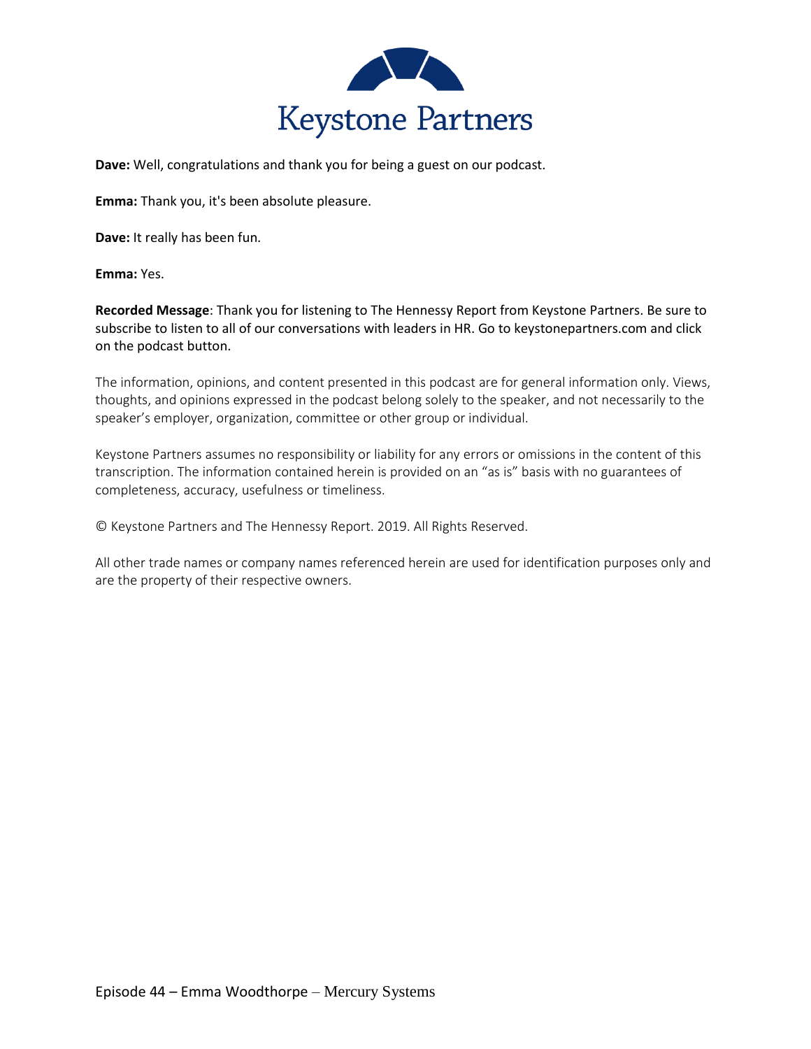**Dave:** Well, congratulations and thank you for being a guest on our podcast.

**Emma:** Thank you, it's been absolute pleasure.

**Dave:** It really has been fun.

**Emma:** Yes.

**Recorded Message**: Thank you for listening to The Hennessy Report from Keystone Partners. Be sure to subscribe to listen to all of our conversations with leaders in HR. Go to keystonepartners.com and click on the podcast button.

The information, opinions, and content presented in this podcast are for general information only. Views, thoughts, and opinions expressed in the podcast belong solely to the speaker, and not necessarily to the speaker's employer, organization, committee or other group or individual.

Keystone Partners assumes no responsibility or liability for any errors or omissions in the content of this transcription. The information contained herein is provided on an "as is" basis with no guarantees of completeness, accuracy, usefulness or timeliness.

© Keystone Partners and The Hennessy Report. 2019. All Rights Reserved.

All other trade names or company names referenced herein are used for identification purposes only and are the property of their respective owners.